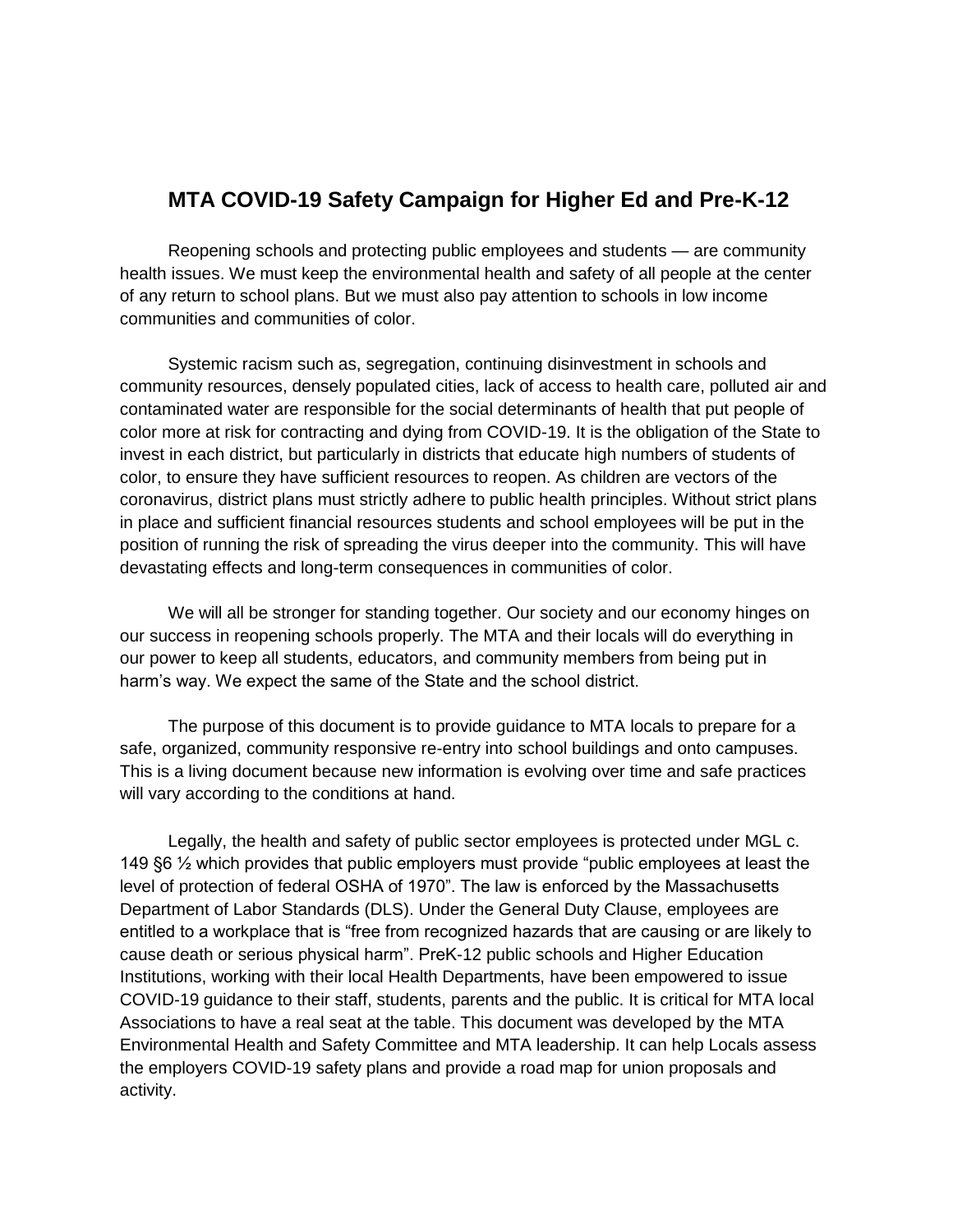# MTA COVID-19 Safety Campaign for Higher Ed and Pre-K-12

Reopening schools and protecting public employees and students — are community health issues. We must keep the environmental health and safety of all people at the center of any return to school plans. But we must also pay attention to schools in low income communities and communities of color.

Systemic racism such as, segregation, continuing disinvestment in schools and community resources, densely populated cities, lack of access to health care, polluted air and contaminated water are responsible for the social determinants of health that put people of color more at risk for contracting and dying from COVID-19. It is the obligation of the State to invest in each district, but particularly in districts that educate high numbers of students of color, to ensure they have sufficient resources to reopen. As children are vectors of the coronavirus, district plans must strictly adhere to public health principles. Without strict plans in place and sufficient financial resources students and school employees will be put in the position of running the risk of spreading the virus deeper into the community. This will have devastating effects and long-term consequences in communities of color.

We will all be stronger for standing together. Our society and our economy hinges on our success in reopening schools properly. The MTA and their locals will do everything in our power to keep all students, educators, and community members from being put in harm's way. We expect the same of the State and the school district.

The purpose of this document is to provide guidance to MTA locals to prepare for a safe, organized, community responsive re-entry into school buildings and onto campuses. This is a living document because new information is evolving over time and safe practices will vary according to the conditions at hand.

Legally, the health and safety of public sector employees is protected under MGL c. 149 §6 ½ which provides that public employers must provide "public employees at least the level of protection of federal OSHA of 1970". The law is enforced by the Massachusetts Department of Labor Standards (DLS). Under the General Duty Clause, employees are entitled to a workplace that is "free from recognized hazards that are causing or are likely to cause death or serious physical harm". PreK-12 public schools and Higher Education Institutions, working with their local Health Departments, have been empowered to issue COVID-19 guidance to their staff, students, parents and the public. It is critical for MTA local Associations to have a real seat at the table. This document was developed by the MTA Environmental Health and Safety Committee and MTA leadership. It can help Locals assess the employers COVID-19 safety plans and provide a road map for union proposals and activity.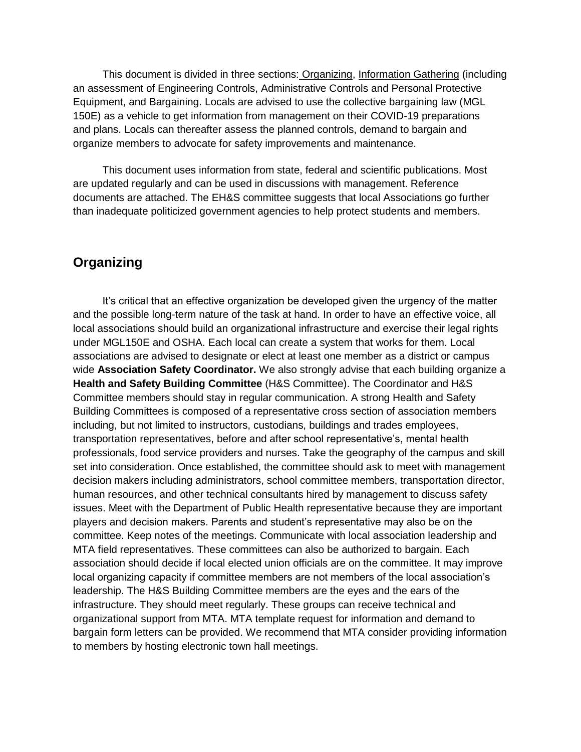This document is divided in three sections: Organizing, Information Gathering (including an assessment of Engineering Controls, Administrative Controls and Personal Protective Equipment, and Bargaining. Locals are advised to use the collective bargaining law (MGL 150E) as a vehicle to get information from management on their COVID-19 preparations and plans. Locals can thereafter assess the planned controls, demand to bargain and organize members to advocate for safety improvements and maintenance.

This document uses information from state, federal and scientific publications. Most are updated regularly and can be used in discussions with management. Reference documents are attached. The EH&S committee suggests that local Associations go further than inadequate politicized government agencies to help protect students and members.

## Organizing

It's critical that an effective organization be developed given the urgency of the matter and the possible long-term nature of the task at hand. In order to have an effective voice, all local associations should build an organizational infrastructure and exercise their legal rights under MGL150E and OSHA. Each local can create a system that works for them. Local associations are advised to designate or elect at least one member as a district or campus wide **Association Safety Coordinator.** We also strongly advise that each building organize a **Health and Safety Building Committee** (H&S Committee). The Coordinator and H&S Committee members should stay in regular communication. A strong Health and Safety Building Committees is composed of a representative cross section of association members including, but not limited to instructors, custodians, buildings and trades employees, transportation representatives, before and after school representative's, mental health professionals, food service providers and nurses. Take the geography of the campus and skill set into consideration. Once established, the committee should ask to meet with management decision makers including administrators, school committee members, transportation director, human resources, and other technical consultants hired by management to discuss safety issues. Meet with the Department of Public Health representative because they are important players and decision makers. Parents and student's representative may also be on the committee. Keep notes of the meetings. Communicate with local association leadership and MTA field representatives. These committees can also be authorized to bargain. Each association should decide if local elected union officials are on the committee. It may improve local organizing capacity if committee members are not members of the local association's leadership. The H&S Building Committee members are the eyes and the ears of the infrastructure. They should meet regularly. These groups can receive technical and organizational support from MTA. MTA template request for information and demand to bargain form letters can be provided. We recommend that MTA consider providing information to members by hosting electronic town hall meetings.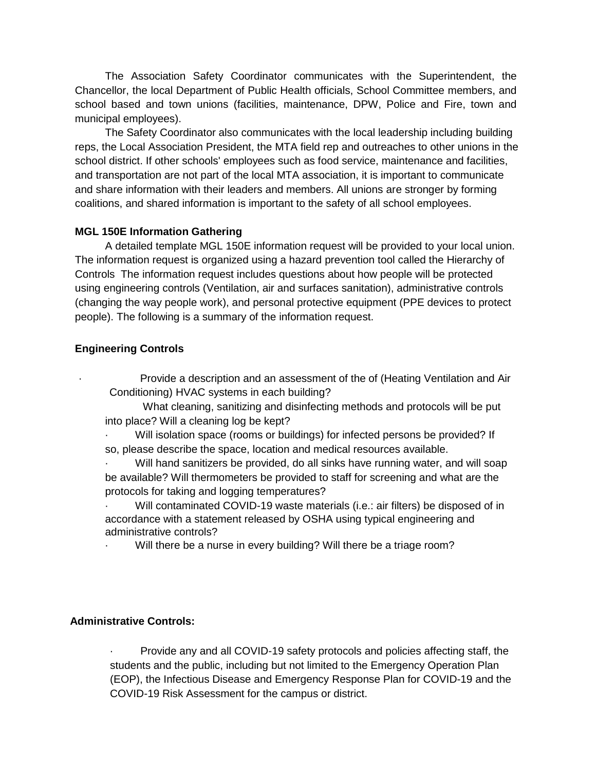The Association Safety Coordinator communicates with the Superintendent, the Chancellor, the local Department of Public Health officials, School Committee members, and school based and town unions (facilities, maintenance, DPW, Police and Fire, town and municipal employees).

The Safety Coordinator also communicates with the local leadership including building reps, the Local Association President, the MTA field rep and outreaches to other unions in the school district. If other schools' employees such as food service, maintenance and facilities, and transportation are not part of the local MTA association, it is important to communicate and share information with their leaders and members. All unions are stronger by forming coalitions, and shared information is important to the safety of all school employees.

**MGL 150E Information Gathering**

A detailed template MGL 150E information request will be provided to your local union. The information request is organized using a hazard prevention tool called the Hierarchy of Controls The information request includes questions about how people will be protected using engineering controls (Ventilation, air and surfaces sanitation), administrative controls (changing the way people work), and personal protective equipment (PPE devices to protect people). The following is a summary of the information request.

**Engineering Controls**

- Provide a description and an assessment of the of (Heating Ventilation and Air Conditioning) HVAC systems in each building?
- What cleaning, sanitizing and disinfecting methods and protocols will be put into place? Will a cleaning log be kept?
- Will isolation space (rooms or buildings) for infected persons be provided? If so, please describe the space, location and medical resources available.
- Will hand sanitizers be provided, do all sinks have running water, and will soap be available? Will thermometers be provided to staff for screening and what are the protocols for taking and logging temperatures?
- Will contaminated COVID-19 waste materials (i.e.: air filters) be disposed of in accordance with a statement released by OSHA using typical engineering and administrative controls?
- Will there be a nurse in every building? Will there be a triage room?

**Administrative Controls:**

- Provide any and all COVID-19 safety protocols and policies affecting staff, the students and the public, including but not limited to the Emergency Operation Plan (EOP), the Infectious Disease and Emergency Response Plan for COVID-19 and the COVID-19 Risk Assessment for the campus or district.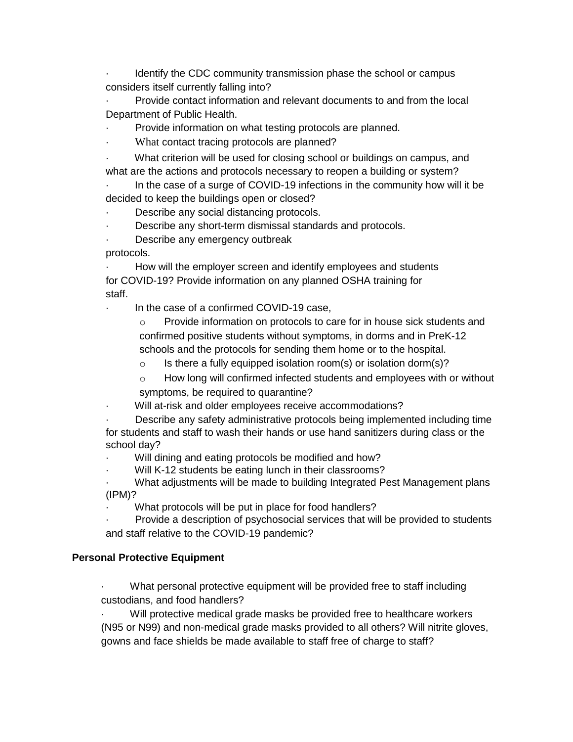- Identify the CDC community transmission phase the school or campus considers itself currently falling into?
- Provide contact information and relevant documents to and from the local Department of Public Health.
- Provide information on what testing protocols are planned.
- What contact tracing protocols are planned?
- What criterion will be used for closing school or buildings on campus, and what are the actions and protocols necessary to reopen a building or system?
- In the case of a surge of COVID-19 infections in the community how will it be decided to keep the buildings open or closed?
- Describe any social distancing protocols.
- Describe any short-term dismissal standards and protocols.
- Describe any emergency outbreak protocols.
- How will the employer screen and identify employees and students for COVID-19? Provide information on any planned OSHA training for staff.
- In the case of a confirmed COVID-19 case,
    - Provide information on protocols to care for in house sick students and confirmed positive students without symptoms, in dorms and in PreK-12 schools and the protocols for sending them home or to the hospital.
    - Is there a fully equipped isolation room(s) or isolation dorm(s)?
    - How long will confirmed infected students and employees with or without symptoms, be required to quarantine?
- Will at-risk and older employees receive accommodations?
- Describe any safety administrative protocols being implemented including time for students and staff to wash their hands or use hand sanitizers during class or the school day?
- Will dining and eating protocols be modified and how?
- Will K-12 students be eating lunch in their classrooms?
- What adjustments will be made to building Integrated Pest Management plans (IPM)?
- What protocols will be put in place for food handlers?
- Provide a description of psychosocial services that will be provided to students and staff relative to the COVID-19 pandemic?

**Personal Protective Equipment**

- What personal protective equipment will be provided free to staff including custodians, and food handlers?
- Will protective medical grade masks be provided free to healthcare workers (N95 or N99) and non-medical grade masks provided to all others? Will nitrite gloves, gowns and face shields be made available to staff free of charge to staff?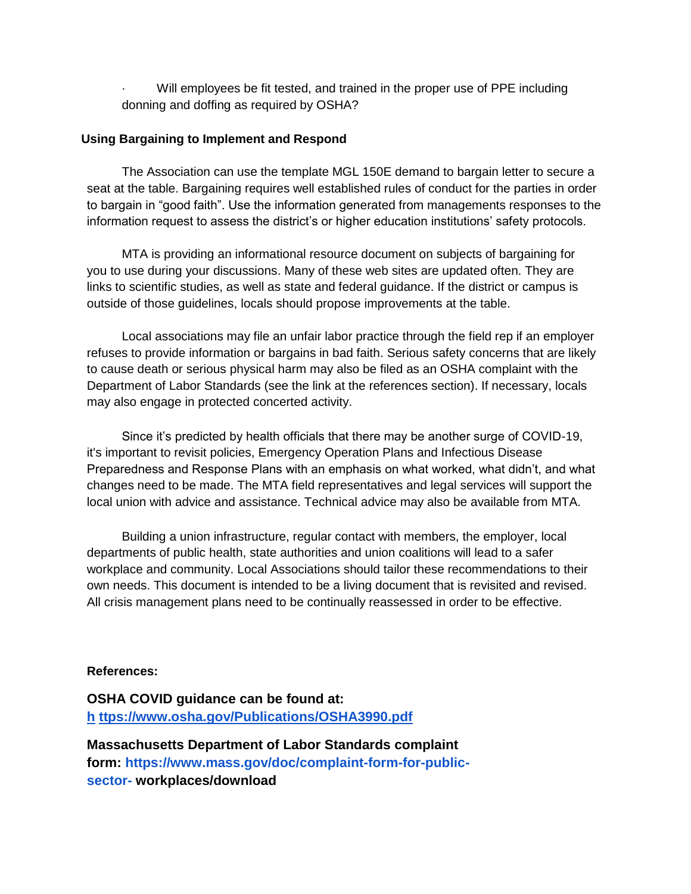- Will employees be fit tested, and trained in the proper use of PPE including donning and doffing as required by OSHA?

**Using Bargaining to Implement and Respond**

The Association can use the template MGL 150E demand to bargain letter to secure a seat at the table. Bargaining requires well established rules of conduct for the parties in order to bargain in "good faith". Use the information generated from managements responses to the information request to assess the district's or higher education institutions' safety protocols.

MTA is providing an informational resource document on subjects of bargaining for you to use during your discussions. Many of these web sites are updated often. They are links to scientific studies, as well as state and federal guidance. If the district or campus is outside of those guidelines, locals should propose improvements at the table.

Local associations may file an unfair labor practice through the field rep if an employer refuses to provide information or bargains in bad faith. Serious safety concerns that are likely to cause death or serious physical harm may also be filed as an OSHA complaint with the Department of Labor Standards (see the link at the references section). If necessary, locals may also engage in protected concerted activity.

Since it's predicted by health officials that there may be another surge of COVID-19, it's important to revisit policies, Emergency Operation Plans and Infectious Disease Preparedness and Response Plans with an emphasis on what worked, what didn't, and what changes need to be made. The MTA field representatives and legal services will support the local union with advice and assistance. Technical advice may also be available from MTA.

Building a union infrastructure, regular contact with members, the employer, local departments of public health, state authorities and union coalitions will lead to a safer workplace and community. Local Associations should tailor these recommendations to their own needs. This document is intended to be a living document that is revisited and revised. All crisis management plans need to be continually reassessed in order to be effective.

**References:**

**OSHA COVID guidance can be found at:**
**h ttps://www.osha.gov/Publications/OSHA3990.pdf**

**Massachusetts Department of Labor Standards complaint form: https://www.mass.gov/doc/complaint-form-for-public-sector- workplaces/download**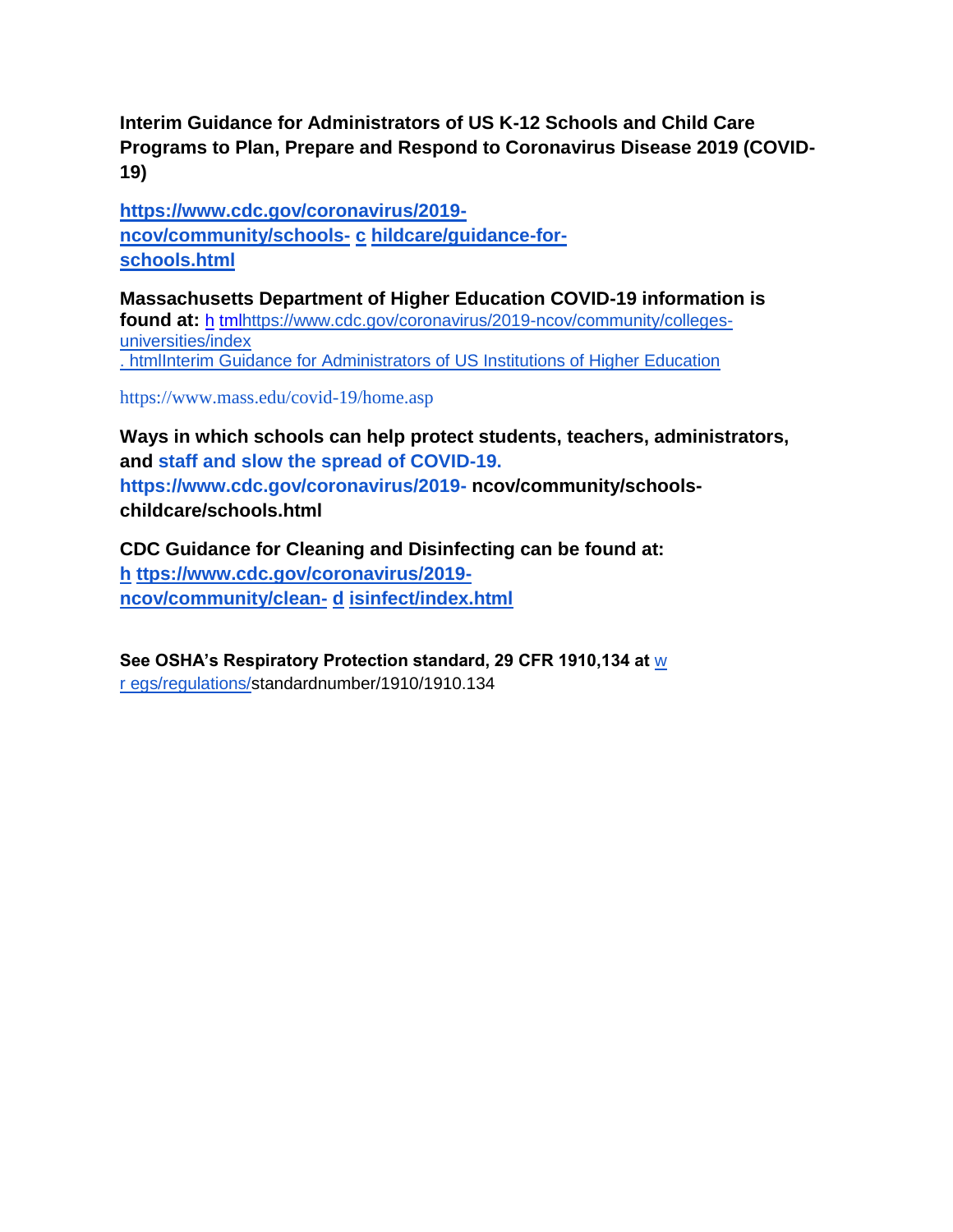**Interim Guidance for Administrators of US K-12 Schools and Child Care Programs to Plan, Prepare and Respond to Coronavirus Disease 2019 (COVID-19)**

**https://www.cdc.gov/coronavirus/2019-ncov/community/schools- c hildcare/guidance-for-schools.html**

**Massachusetts Department of Higher Education COVID-19 information is found at:** h tmlhttps://www.cdc.gov/coronavirus/2019-ncov/community/colleges-universities/index
. htmlInterim Guidance for Administrators of US Institutions of Higher Education

https://www.mass.edu/covid-19/home.asp

**Ways in which schools can help protect students, teachers, administrators, and staff and slow the spread of COVID-19.**
**https://www.cdc.gov/coronavirus/2019- ncov/community/schools-childcare/schools.html**

**CDC Guidance for Cleaning and Disinfecting can be found at:**
**h ttps://www.cdc.gov/coronavirus/2019-ncov/community/clean- d isinfect/index.html**

**See OSHA's Respiratory Protection standard, 29 CFR 1910,134 at** w r egs/regulations/standardnumber/1910/1910.134